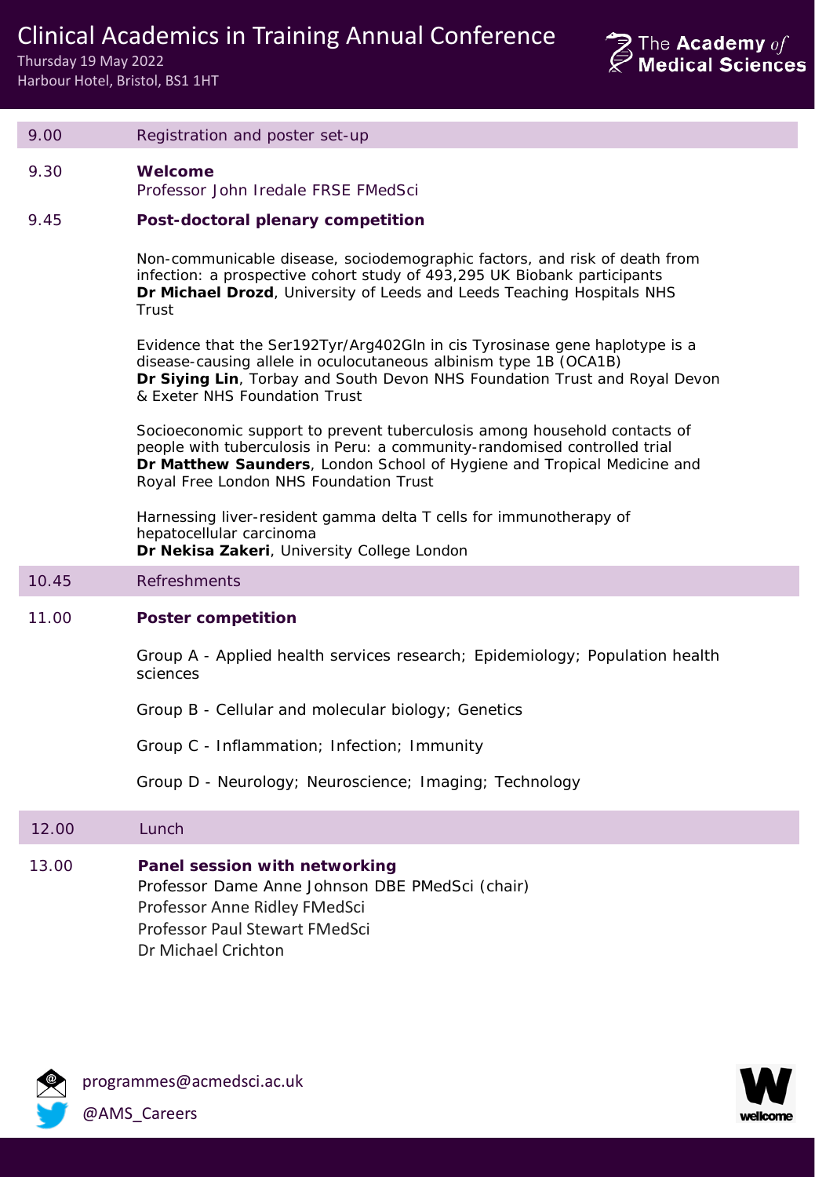# Clinical Academics in Training Annual Conference

Thursday 19 May 2022
Harbour Hotel, Bristol, BS1 1HT

The Academy *of* Medical Sciences

| | |
|---|---|
| 9.00 | Registration and poster set-up |
| 9.30 | **Welcome**<br>Professor John Iredale FRSE FMedSci |
| 9.45 | **Post-doctoral plenary competition**<br><br>Non-communicable disease, sociodemographic factors, and risk of death from infection: a prospective cohort study of 493,295 UK Biobank participants<br>**Dr Michael Drozd**, University of Leeds and Leeds Teaching Hospitals NHS Trust<br><br>Evidence that the Ser192Tyr/Arg402Gln in cis Tyrosinase gene haplotype is a disease-causing allele in oculocutaneous albinism type 1B (OCA1B)<br>**Dr Siying Lin**, Torbay and South Devon NHS Foundation Trust and Royal Devon & Exeter NHS Foundation Trust<br><br>Socioeconomic support to prevent tuberculosis among household contacts of people with tuberculosis in Peru: a community-randomised controlled trial<br>**Dr Matthew Saunders**, London School of Hygiene and Tropical Medicine and Royal Free London NHS Foundation Trust<br><br>Harnessing liver-resident gamma delta T cells for immunotherapy of hepatocellular carcinoma<br>**Dr Nekisa Zakeri**, University College London |
| 10.45 | Refreshments |
| 11.00 | **Poster competition**<br><br>Group A - Applied health services research; Epidemiology; Population health sciences<br><br>Group B - Cellular and molecular biology; Genetics<br><br>Group C - Inflammation; Infection; Immunity<br><br>Group D - Neurology; Neuroscience; Imaging; Technology |
| 12.00 | Lunch |
| 13.00 | **Panel session with networking**<br>Professor Dame Anne Johnson DBE PMedSci (chair)<br>Professor Anne Ridley FMedSci<br>Professor Paul Stewart FMedSci<br>Dr Michael Crichton |

programmes@acmedsci.ac.uk
@AMS_Careers

wellcome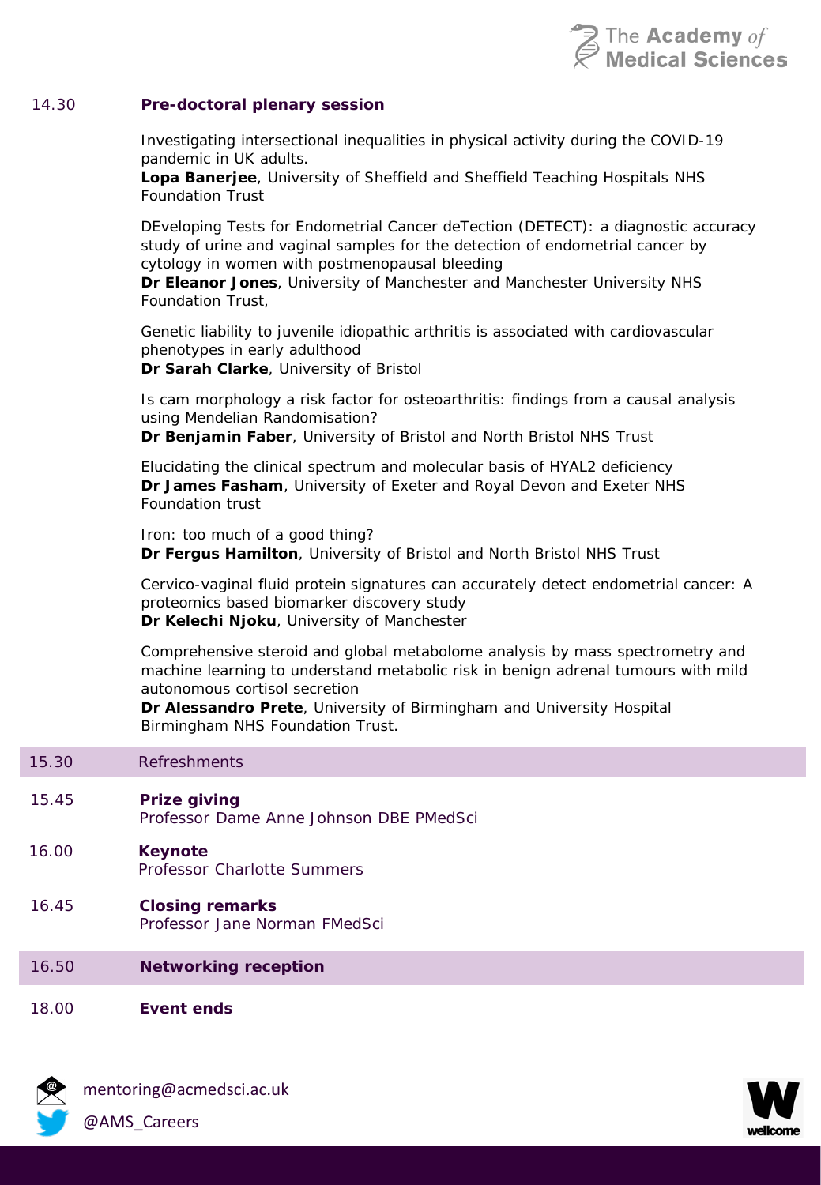14.30 **Pre-doctoral plenary session**

Investigating intersectional inequalities in physical activity during the COVID-19 pandemic in UK adults.
**Lopa Banerjee**, University of Sheffield and Sheffield Teaching Hospitals NHS Foundation Trust

DEveloping Tests for Endometrial Cancer deTection (DETECT): a diagnostic accuracy study of urine and vaginal samples for the detection of endometrial cancer by cytology in women with postmenopausal bleeding
**Dr Eleanor Jones**, University of Manchester and Manchester University NHS Foundation Trust,

Genetic liability to juvenile idiopathic arthritis is associated with cardiovascular phenotypes in early adulthood
**Dr Sarah Clarke**, University of Bristol

Is cam morphology a risk factor for osteoarthritis: findings from a causal analysis using Mendelian Randomisation?
**Dr Benjamin Faber**, University of Bristol and North Bristol NHS Trust

Elucidating the clinical spectrum and molecular basis of HYAL2 deficiency
**Dr James Fasham**, University of Exeter and Royal Devon and Exeter NHS Foundation trust

Iron: too much of a good thing?
**Dr Fergus Hamilton**, University of Bristol and North Bristol NHS Trust

Cervico-vaginal fluid protein signatures can accurately detect endometrial cancer: A proteomics based biomarker discovery study
**Dr Kelechi Njoku**, University of Manchester

Comprehensive steroid and global metabolome analysis by mass spectrometry and machine learning to understand metabolic risk in benign adrenal tumours with mild autonomous cortisol secretion
**Dr Alessandro Prete**, University of Birmingham and University Hospital Birmingham NHS Foundation Trust.

15.30 Refreshments

15.45 **Prize giving**
Professor Dame Anne Johnson DBE PMedSci

16.00 **Keynote**
Professor Charlotte Summers

16.45 **Closing remarks**
Professor Jane Norman FMedSci

16.50 **Networking reception**

18.00 **Event ends**

mentoring@acmedsci.ac.uk

@AMS_Careers